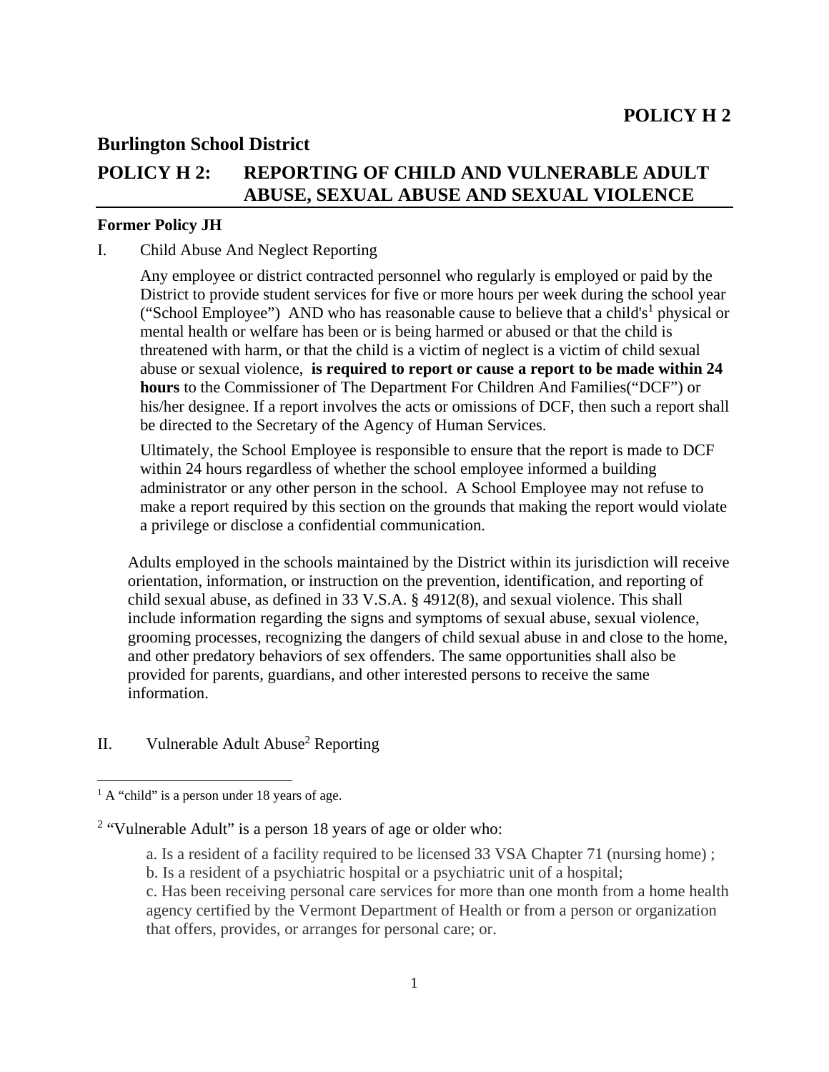# POLICY H 2

## Burlington School District

## POLICY H 2: REPORTING OF CHILD AND VULNERABLE ADULT ABUSE, SEXUAL ABUSE AND SEXUAL VIOLENCE

**Former Policy JH**

I. Child Abuse And Neglect Reporting

Any employee or district contracted personnel who regularly is employed or paid by the District to provide student services for five or more hours per week during the school year ("School Employee") AND who has reasonable cause to believe that a child's[1] physical or mental health or welfare has been or is being harmed or abused or that the child is threatened with harm, or that the child is a victim of neglect is a victim of child sexual abuse or sexual violence, **is required to report or cause a report to be made within 24 hours** to the Commissioner of The Department For Children And Families("DCF") or his/her designee. If a report involves the acts or omissions of DCF, then such a report shall be directed to the Secretary of the Agency of Human Services.

Ultimately, the School Employee is responsible to ensure that the report is made to DCF within 24 hours regardless of whether the school employee informed a building administrator or any other person in the school. A School Employee may not refuse to make a report required by this section on the grounds that making the report would violate a privilege or disclose a confidential communication.

Adults employed in the schools maintained by the District within its jurisdiction will receive orientation, information, or instruction on the prevention, identification, and reporting of child sexual abuse, as defined in 33 V.S.A. § 4912(8), and sexual violence. This shall include information regarding the signs and symptoms of sexual abuse, sexual violence, grooming processes, recognizing the dangers of child sexual abuse in and close to the home, and other predatory behaviors of sex offenders. The same opportunities shall also be provided for parents, guardians, and other interested persons to receive the same information.

II. Vulnerable Adult Abuse[2] Reporting

---

[1] A "child" is a person under 18 years of age.

[2] "Vulnerable Adult" is a person 18 years of age or older who:

a. Is a resident of a facility required to be licensed 33 VSA Chapter 71 (nursing home) ;
b. Is a resident of a psychiatric hospital or a psychiatric unit of a hospital;
c. Has been receiving personal care services for more than one month from a home health agency certified by the Vermont Department of Health or from a person or organization that offers, provides, or arranges for personal care; or.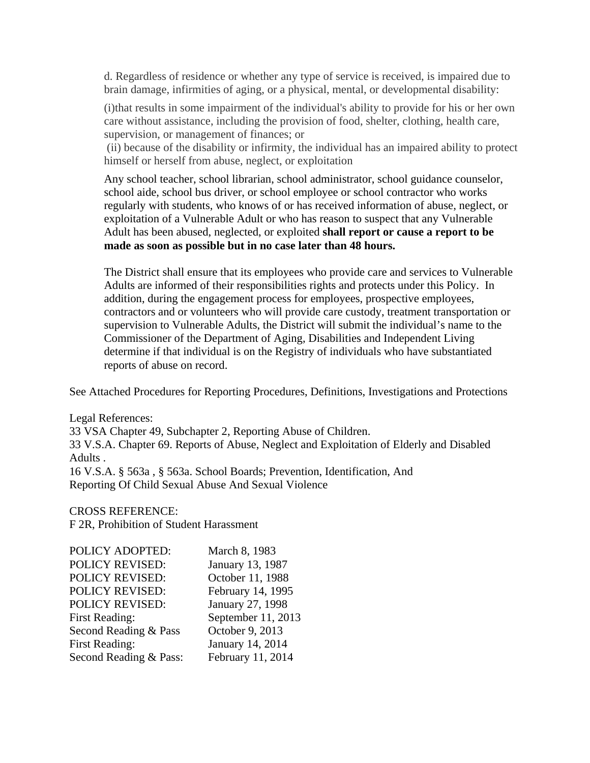d. Regardless of residence or whether any type of service is received, is impaired due to brain damage, infirmities of aging, or a physical, mental, or developmental disability:

(i)that results in some impairment of the individual's ability to provide for his or her own care without assistance, including the provision of food, shelter, clothing, health care, supervision, or management of finances; or

(ii) because of the disability or infirmity, the individual has an impaired ability to protect himself or herself from abuse, neglect, or exploitation

Any school teacher, school librarian, school administrator, school guidance counselor, school aide, school bus driver, or school employee or school contractor who works regularly with students, who knows of or has received information of abuse, neglect, or exploitation of a Vulnerable Adult or who has reason to suspect that any Vulnerable Adult has been abused, neglected, or exploited **shall report or cause a report to be made as soon as possible but in no case later than 48 hours.**

The District shall ensure that its employees who provide care and services to Vulnerable Adults are informed of their responsibilities rights and protects under this Policy. In addition, during the engagement process for employees, prospective employees, contractors and or volunteers who will provide care custody, treatment transportation or supervision to Vulnerable Adults, the District will submit the individual's name to the Commissioner of the Department of Aging, Disabilities and Independent Living determine if that individual is on the Registry of individuals who have substantiated reports of abuse on record.

See Attached Procedures for Reporting Procedures, Definitions, Investigations and Protections

Legal References:
33 VSA Chapter 49, Subchapter 2, Reporting Abuse of Children.
33 V.S.A. Chapter 69. Reports of Abuse, Neglect and Exploitation of Elderly and Disabled Adults .
16 V.S.A. § 563a , § 563a. School Boards; Prevention, Identification, And Reporting Of Child Sexual Abuse And Sexual Violence

CROSS REFERENCE:
F 2R, Prohibition of Student Harassment

| | |
|---|---|
| POLICY ADOPTED: | March 8, 1983 |
| POLICY REVISED: | January 13, 1987 |
| POLICY REVISED: | October 11, 1988 |
| POLICY REVISED: | February 14, 1995 |
| POLICY REVISED: | January 27, 1998 |
| First Reading: | September 11, 2013 |
| Second Reading & Pass | October 9, 2013 |
| First Reading: | January 14, 2014 |
| Second Reading & Pass: | February 11, 2014 |